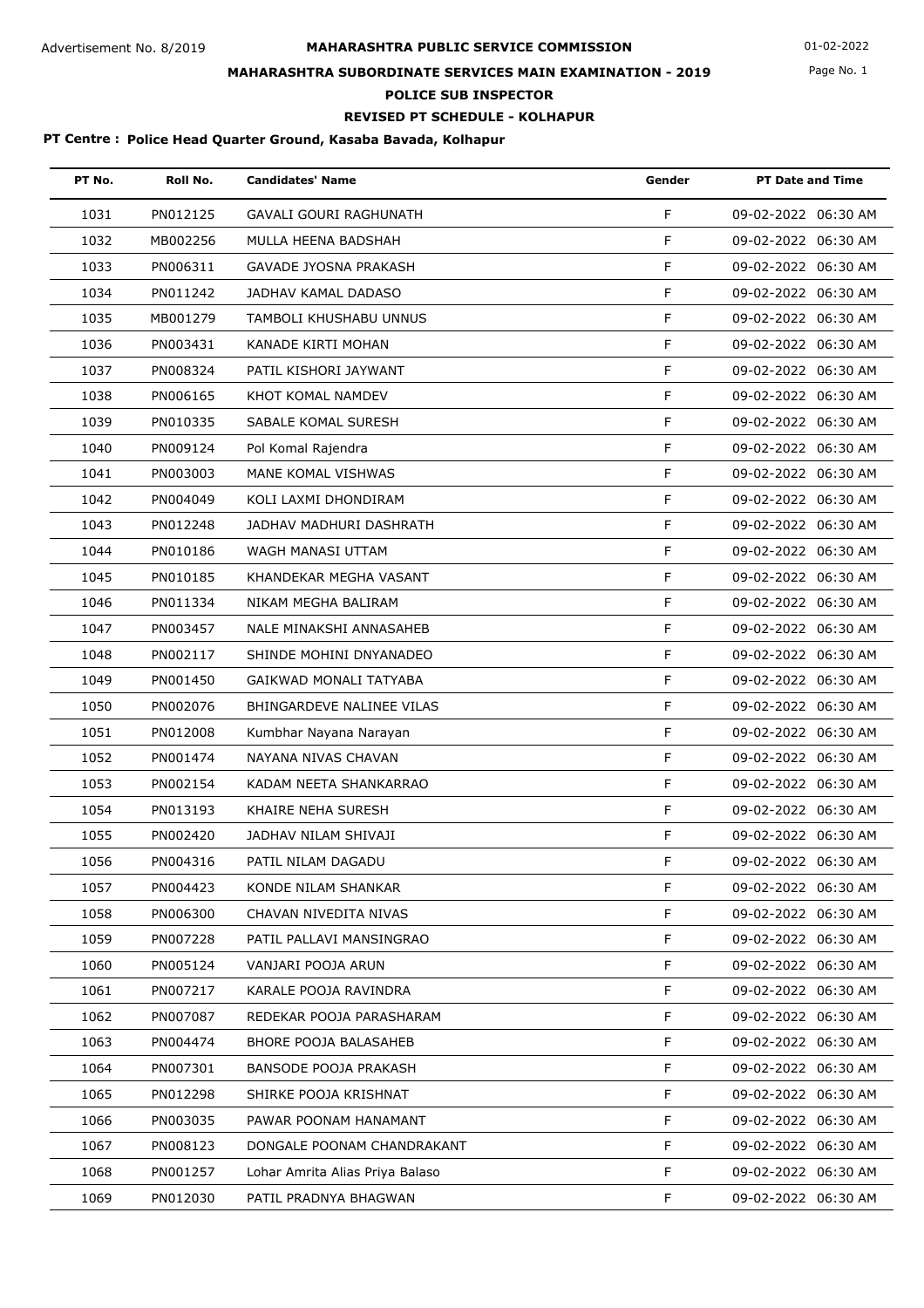Advertisement No. 8/2019

# MAHARASHTRA PUBLIC SERVICE COMMISSION

01-02-2022

## MAHARASHTRA SUBORDINATE SERVICES MAIN EXAMINATION - 2019

## POLICE SUB INSPECTOR

## REVISED PT SCHEDULE - KOLHAPUR

**PT Centre : Police Head Quarter Ground, Kasaba Bavada, Kolhapur**

| PT No. | Roll No. | Candidates' Name | Gender | PT Date and Time |
|---|---|---|---|---|
| 1031 | PN012125 | GAVALI GOURI RAGHUNATH | F | 09-02-2022 06:30 AM |
| 1032 | MB002256 | MULLA HEENA BADSHAH | F | 09-02-2022 06:30 AM |
| 1033 | PN006311 | GAVADE JYOSNA PRAKASH | F | 09-02-2022 06:30 AM |
| 1034 | PN011242 | JADHAV KAMAL DADASO | F | 09-02-2022 06:30 AM |
| 1035 | MB001279 | TAMBOLI KHUSHABU UNNUS | F | 09-02-2022 06:30 AM |
| 1036 | PN003431 | KANADE KIRTI MOHAN | F | 09-02-2022 06:30 AM |
| 1037 | PN008324 | PATIL KISHORI JAYWANT | F | 09-02-2022 06:30 AM |
| 1038 | PN006165 | KHOT KOMAL NAMDEV | F | 09-02-2022 06:30 AM |
| 1039 | PN010335 | SABALE KOMAL SURESH | F | 09-02-2022 06:30 AM |
| 1040 | PN009124 | Pol Komal Rajendra | F | 09-02-2022 06:30 AM |
| 1041 | PN003003 | MANE KOMAL VISHWAS | F | 09-02-2022 06:30 AM |
| 1042 | PN004049 | KOLI LAXMI DHONDIRAM | F | 09-02-2022 06:30 AM |
| 1043 | PN012248 | JADHAV MADHURI DASHRATH | F | 09-02-2022 06:30 AM |
| 1044 | PN010186 | WAGH MANASI UTTAM | F | 09-02-2022 06:30 AM |
| 1045 | PN010185 | KHANDEKAR MEGHA VASANT | F | 09-02-2022 06:30 AM |
| 1046 | PN011334 | NIKAM MEGHA BALIRAM | F | 09-02-2022 06:30 AM |
| 1047 | PN003457 | NALE MINAKSHI ANNASAHEB | F | 09-02-2022 06:30 AM |
| 1048 | PN002117 | SHINDE MOHINI DNYANADEO | F | 09-02-2022 06:30 AM |
| 1049 | PN001450 | GAIKWAD MONALI TATYABA | F | 09-02-2022 06:30 AM |
| 1050 | PN002076 | BHINGARDEVE NALINEE VILAS | F | 09-02-2022 06:30 AM |
| 1051 | PN012008 | Kumbhar Nayana Narayan | F | 09-02-2022 06:30 AM |
| 1052 | PN001474 | NAYANA NIVAS CHAVAN | F | 09-02-2022 06:30 AM |
| 1053 | PN002154 | KADAM NEETA SHANKARRAO | F | 09-02-2022 06:30 AM |
| 1054 | PN013193 | KHAIRE NEHA SURESH | F | 09-02-2022 06:30 AM |
| 1055 | PN002420 | JADHAV NILAM SHIVAJI | F | 09-02-2022 06:30 AM |
| 1056 | PN004316 | PATIL NILAM DAGADU | F | 09-02-2022 06:30 AM |
| 1057 | PN004423 | KONDE NILAM SHANKAR | F | 09-02-2022 06:30 AM |
| 1058 | PN006300 | CHAVAN NIVEDITA NIVAS | F | 09-02-2022 06:30 AM |
| 1059 | PN007228 | PATIL PALLAVI MANSINGRAO | F | 09-02-2022 06:30 AM |
| 1060 | PN005124 | VANJARI POOJA ARUN | F | 09-02-2022 06:30 AM |
| 1061 | PN007217 | KARALE POOJA RAVINDRA | F | 09-02-2022 06:30 AM |
| 1062 | PN007087 | REDEKAR POOJA PARASHARAM | F | 09-02-2022 06:30 AM |
| 1063 | PN004474 | BHORE POOJA BALASAHEB | F | 09-02-2022 06:30 AM |
| 1064 | PN007301 | BANSODE POOJA PRAKASH | F | 09-02-2022 06:30 AM |
| 1065 | PN012298 | SHIRKE POOJA KRISHNAT | F | 09-02-2022 06:30 AM |
| 1066 | PN003035 | PAWAR POONAM HANAMANT | F | 09-02-2022 06:30 AM |
| 1067 | PN008123 | DONGALE POONAM CHANDRAKANT | F | 09-02-2022 06:30 AM |
| 1068 | PN001257 | Lohar Amrita Alias Priya Balaso | F | 09-02-2022 06:30 AM |
| 1069 | PN012030 | PATIL PRADNYA BHAGWAN | F | 09-02-2022 06:30 AM |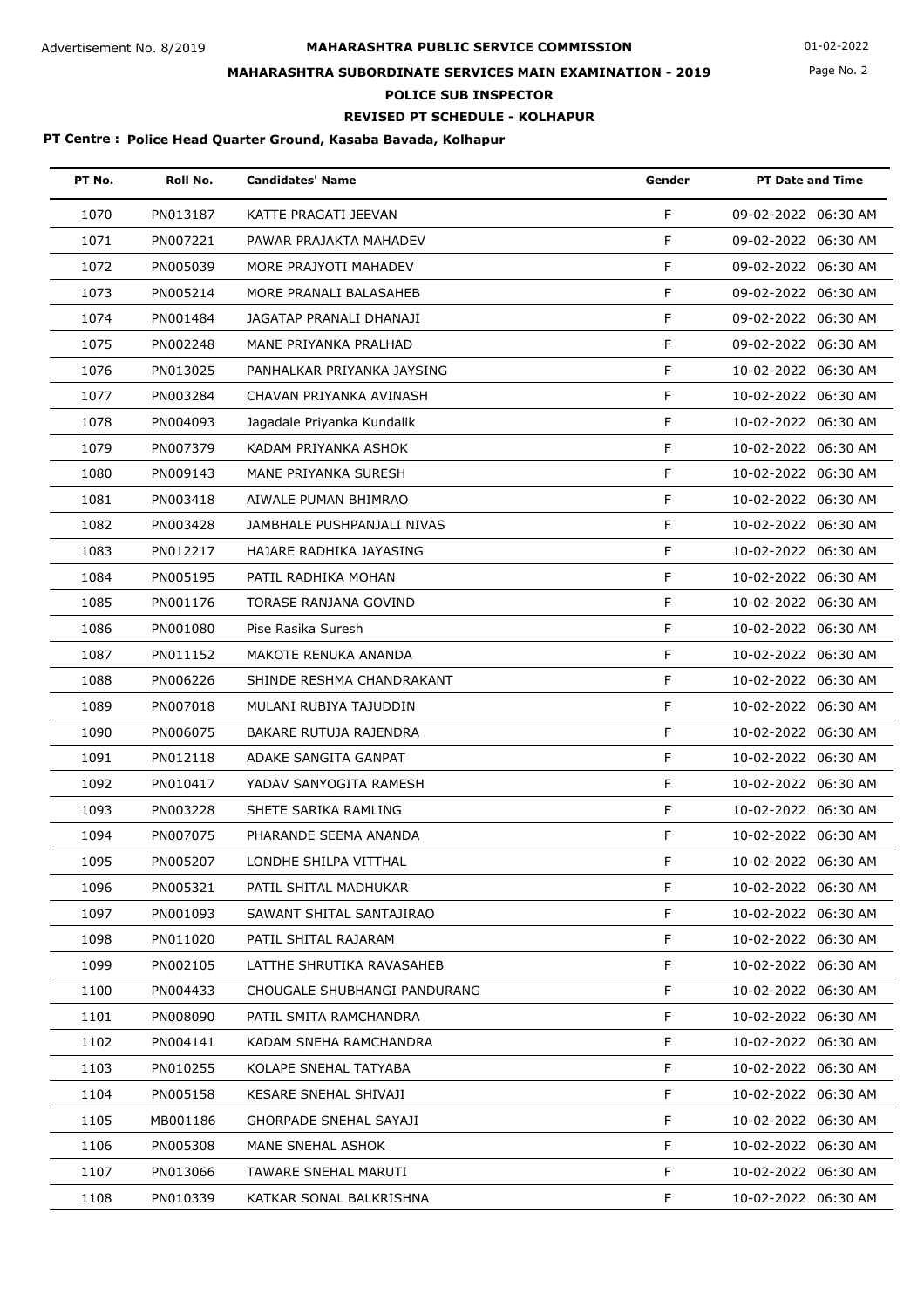Advertisement No. 8/2019

# MAHARASHTRA PUBLIC SERVICE COMMISSION

01-02-2022

## MAHARASHTRA SUBORDINATE SERVICES MAIN EXAMINATION - 2019

### POLICE SUB INSPECTOR

### REVISED PT SCHEDULE - KOLHAPUR

**PT Centre : Police Head Quarter Ground, Kasaba Bavada, Kolhapur**

| PT No. | Roll No. | Candidates' Name | Gender | PT Date and Time |
|---|---|---|---|---|
| 1070 | PN013187 | KATTE PRAGATI JEEVAN | F | 09-02-2022 06:30 AM |
| 1071 | PN007221 | PAWAR PRAJAKTA MAHADEV | F | 09-02-2022 06:30 AM |
| 1072 | PN005039 | MORE PRAJYOTI MAHADEV | F | 09-02-2022 06:30 AM |
| 1073 | PN005214 | MORE PRANALI BALASAHEB | F | 09-02-2022 06:30 AM |
| 1074 | PN001484 | JAGATAP PRANALI DHANAJI | F | 09-02-2022 06:30 AM |
| 1075 | PN002248 | MANE PRIYANKA PRALHAD | F | 09-02-2022 06:30 AM |
| 1076 | PN013025 | PANHALKAR PRIYANKA JAYSING | F | 10-02-2022 06:30 AM |
| 1077 | PN003284 | CHAVAN PRIYANKA AVINASH | F | 10-02-2022 06:30 AM |
| 1078 | PN004093 | Jagadale Priyanka Kundalik | F | 10-02-2022 06:30 AM |
| 1079 | PN007379 | KADAM PRIYANKA ASHOK | F | 10-02-2022 06:30 AM |
| 1080 | PN009143 | MANE PRIYANKA SURESH | F | 10-02-2022 06:30 AM |
| 1081 | PN003418 | AIWALE PUMAN BHIMRAO | F | 10-02-2022 06:30 AM |
| 1082 | PN003428 | JAMBHALE PUSHPANJALI NIVAS | F | 10-02-2022 06:30 AM |
| 1083 | PN012217 | HAJARE RADHIKA JAYASING | F | 10-02-2022 06:30 AM |
| 1084 | PN005195 | PATIL RADHIKA MOHAN | F | 10-02-2022 06:30 AM |
| 1085 | PN001176 | TORASE RANJANA GOVIND | F | 10-02-2022 06:30 AM |
| 1086 | PN001080 | Pise Rasika Suresh | F | 10-02-2022 06:30 AM |
| 1087 | PN011152 | MAKOTE RENUKA ANANDA | F | 10-02-2022 06:30 AM |
| 1088 | PN006226 | SHINDE RESHMA CHANDRAKANT | F | 10-02-2022 06:30 AM |
| 1089 | PN007018 | MULANI RUBIYA TAJUDDIN | F | 10-02-2022 06:30 AM |
| 1090 | PN006075 | BAKARE RUTUJA RAJENDRA | F | 10-02-2022 06:30 AM |
| 1091 | PN012118 | ADAKE SANGITA GANPAT | F | 10-02-2022 06:30 AM |
| 1092 | PN010417 | YADAV SANYOGITA RAMESH | F | 10-02-2022 06:30 AM |
| 1093 | PN003228 | SHETE SARIKA RAMLING | F | 10-02-2022 06:30 AM |
| 1094 | PN007075 | PHARANDE SEEMA ANANDA | F | 10-02-2022 06:30 AM |
| 1095 | PN005207 | LONDHE SHILPA VITTHAL | F | 10-02-2022 06:30 AM |
| 1096 | PN005321 | PATIL SHITAL MADHUKAR | F | 10-02-2022 06:30 AM |
| 1097 | PN001093 | SAWANT SHITAL SANTAJIRAO | F | 10-02-2022 06:30 AM |
| 1098 | PN011020 | PATIL SHITAL RAJARAM | F | 10-02-2022 06:30 AM |
| 1099 | PN002105 | LATTHE SHRUTIKA RAVASAHEB | F | 10-02-2022 06:30 AM |
| 1100 | PN004433 | CHOUGALE SHUBHANGI PANDURANG | F | 10-02-2022 06:30 AM |
| 1101 | PN008090 | PATIL SMITA RAMCHANDRA | F | 10-02-2022 06:30 AM |
| 1102 | PN004141 | KADAM SNEHA RAMCHANDRA | F | 10-02-2022 06:30 AM |
| 1103 | PN010255 | KOLAPE SNEHAL TATYABA | F | 10-02-2022 06:30 AM |
| 1104 | PN005158 | KESARE SNEHAL SHIVAJI | F | 10-02-2022 06:30 AM |
| 1105 | MB001186 | GHORPADE SNEHAL SAYAJI | F | 10-02-2022 06:30 AM |
| 1106 | PN005308 | MANE SNEHAL ASHOK | F | 10-02-2022 06:30 AM |
| 1107 | PN013066 | TAWARE SNEHAL MARUTI | F | 10-02-2022 06:30 AM |
| 1108 | PN010339 | KATKAR SONAL BALKRISHNA | F | 10-02-2022 06:30 AM |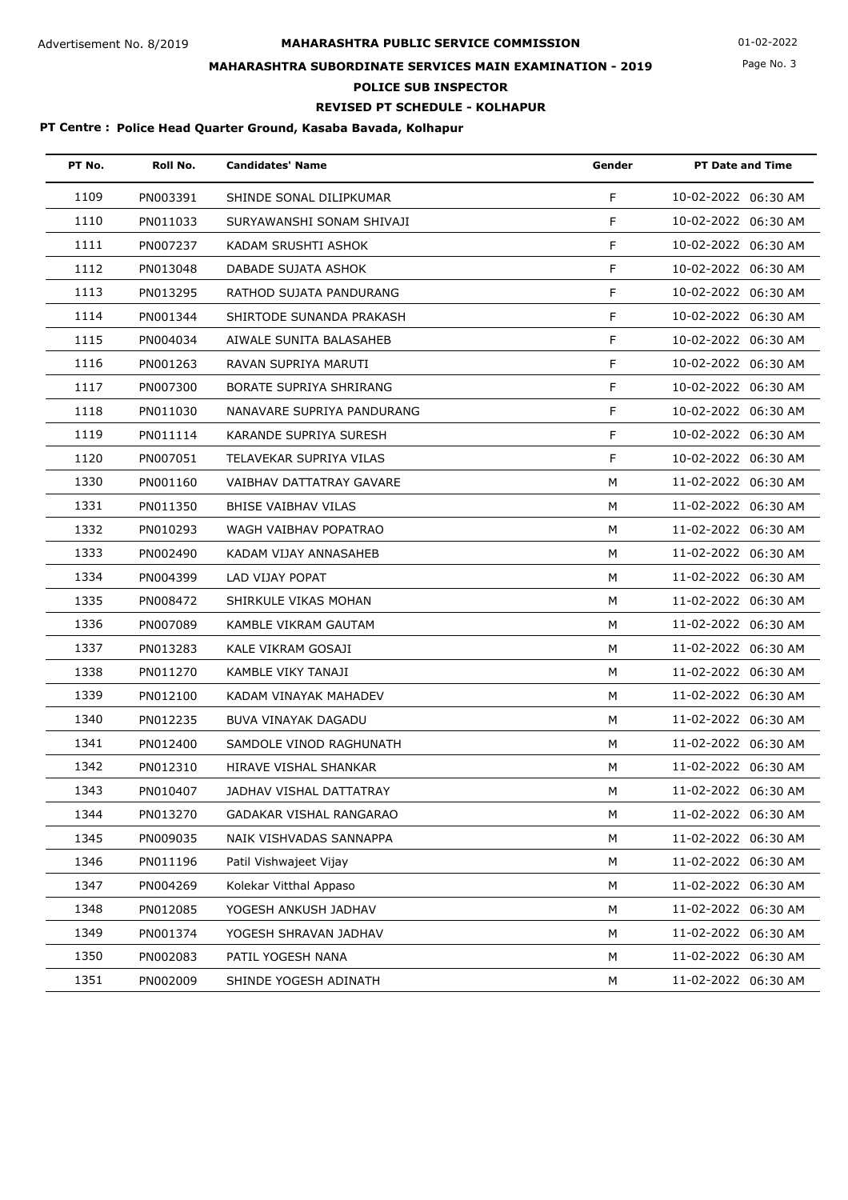Advertisement No. 8/2019

# MAHARASHTRA PUBLIC SERVICE COMMISSION

01-02-2022

## MAHARASHTRA SUBORDINATE SERVICES MAIN EXAMINATION - 2019

### POLICE SUB INSPECTOR

### REVISED PT SCHEDULE - KOLHAPUR

**PT Centre : Police Head Quarter Ground, Kasaba Bavada, Kolhapur**

| PT No. | Roll No. | Candidates' Name | Gender | PT Date and Time |
|---|---|---|---|---|
| 1109 | PN003391 | SHINDE SONAL DILIPKUMAR | F | 10-02-2022 06:30 AM |
| 1110 | PN011033 | SURYAWANSHI SONAM SHIVAJI | F | 10-02-2022 06:30 AM |
| 1111 | PN007237 | KADAM SRUSHTI ASHOK | F | 10-02-2022 06:30 AM |
| 1112 | PN013048 | DABADE SUJATA ASHOK | F | 10-02-2022 06:30 AM |
| 1113 | PN013295 | RATHOD SUJATA PANDURANG | F | 10-02-2022 06:30 AM |
| 1114 | PN001344 | SHIRTODE SUNANDA PRAKASH | F | 10-02-2022 06:30 AM |
| 1115 | PN004034 | AIWALE SUNITA BALASAHEB | F | 10-02-2022 06:30 AM |
| 1116 | PN001263 | RAVAN SUPRIYA MARUTI | F | 10-02-2022 06:30 AM |
| 1117 | PN007300 | BORATE SUPRIYA SHRIRANG | F | 10-02-2022 06:30 AM |
| 1118 | PN011030 | NANAVARE SUPRIYA PANDURANG | F | 10-02-2022 06:30 AM |
| 1119 | PN011114 | KARANDE SUPRIYA SURESH | F | 10-02-2022 06:30 AM |
| 1120 | PN007051 | TELAVEKAR SUPRIYA VILAS | F | 10-02-2022 06:30 AM |
| 1330 | PN001160 | VAIBHAV DATTATRAY GAVARE | M | 11-02-2022 06:30 AM |
| 1331 | PN011350 | BHISE VAIBHAV VILAS | M | 11-02-2022 06:30 AM |
| 1332 | PN010293 | WAGH VAIBHAV POPATRAO | M | 11-02-2022 06:30 AM |
| 1333 | PN002490 | KADAM VIJAY ANNASAHEB | M | 11-02-2022 06:30 AM |
| 1334 | PN004399 | LAD VIJAY POPAT | M | 11-02-2022 06:30 AM |
| 1335 | PN008472 | SHIRKULE VIKAS MOHAN | M | 11-02-2022 06:30 AM |
| 1336 | PN007089 | KAMBLE VIKRAM GAUTAM | M | 11-02-2022 06:30 AM |
| 1337 | PN013283 | KALE VIKRAM GOSAJI | M | 11-02-2022 06:30 AM |
| 1338 | PN011270 | KAMBLE VIKY TANAJI | M | 11-02-2022 06:30 AM |
| 1339 | PN012100 | KADAM VINAYAK MAHADEV | M | 11-02-2022 06:30 AM |
| 1340 | PN012235 | BUVA VINAYAK DAGADU | M | 11-02-2022 06:30 AM |
| 1341 | PN012400 | SAMDOLE VINOD RAGHUNATH | M | 11-02-2022 06:30 AM |
| 1342 | PN012310 | HIRAVE VISHAL SHANKAR | M | 11-02-2022 06:30 AM |
| 1343 | PN010407 | JADHAV VISHAL DATTATRAY | M | 11-02-2022 06:30 AM |
| 1344 | PN013270 | GADAKAR VISHAL RANGARAO | M | 11-02-2022 06:30 AM |
| 1345 | PN009035 | NAIK VISHVADAS SANNAPPA | M | 11-02-2022 06:30 AM |
| 1346 | PN011196 | Patil Vishwajeet Vijay | M | 11-02-2022 06:30 AM |
| 1347 | PN004269 | Kolekar Vitthal Appaso | M | 11-02-2022 06:30 AM |
| 1348 | PN012085 | YOGESH ANKUSH JADHAV | M | 11-02-2022 06:30 AM |
| 1349 | PN001374 | YOGESH SHRAVAN JADHAV | M | 11-02-2022 06:30 AM |
| 1350 | PN002083 | PATIL YOGESH NANA | M | 11-02-2022 06:30 AM |
| 1351 | PN002009 | SHINDE YOGESH ADINATH | M | 11-02-2022 06:30 AM |